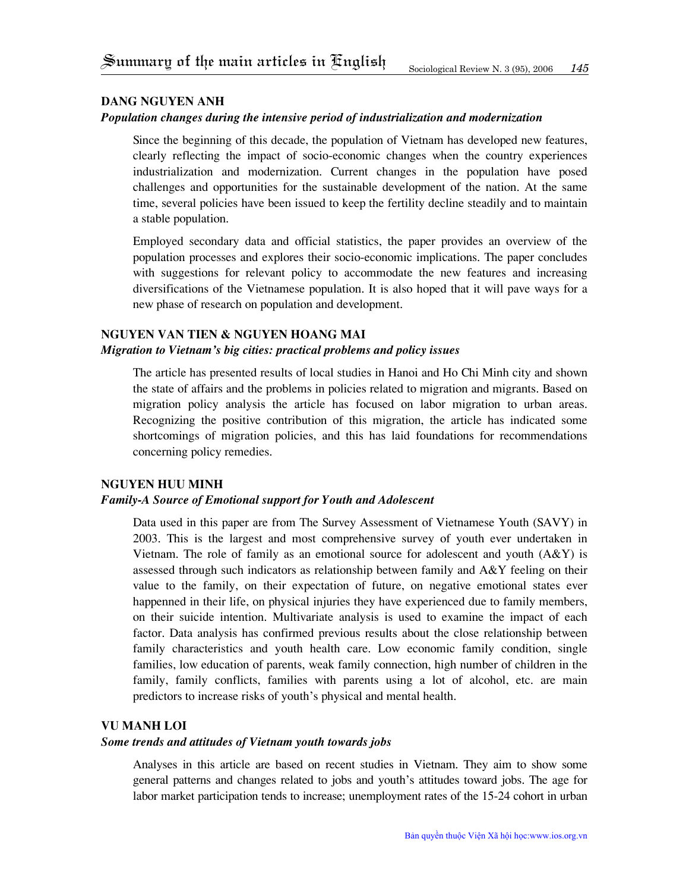# Summary of the main articles in English

## DANG NGUYEN ANH

### *Population changes during the intensive period of industrialization and modernization*

Since the beginning of this decade, the population of Vietnam has developed new features, clearly reflecting the impact of socio-economic changes when the country experiences industrialization and modernization. Current changes in the population have posed challenges and opportunities for the sustainable development of the nation. At the same time, several policies have been issued to keep the fertility decline steadily and to maintain a stable population.

Employed secondary data and official statistics, the paper provides an overview of the population processes and explores their socio-economic implications. The paper concludes with suggestions for relevant policy to accommodate the new features and increasing diversifications of the Vietnamese population. It is also hoped that it will pave ways for a new phase of research on population and development.

## NGUYEN VAN TIEN & NGUYEN HOANG MAI

### *Migration to Vietnam's big cities: practical problems and policy issues*

The article has presented results of local studies in Hanoi and Ho Chi Minh city and shown the state of affairs and the problems in policies related to migration and migrants. Based on migration policy analysis the article has focused on labor migration to urban areas. Recognizing the positive contribution of this migration, the article has indicated some shortcomings of migration policies, and this has laid foundations for recommendations concerning policy remedies.

## NGUYEN HUU MINH

### *Family-A Source of Emotional support for Youth and Adolescent*

Data used in this paper are from The Survey Assessment of Vietnamese Youth (SAVY) in 2003. This is the largest and most comprehensive survey of youth ever undertaken in Vietnam. The role of family as an emotional source for adolescent and youth (A&Y) is assessed through such indicators as relationship between family and A&Y feeling on their value to the family, on their expectation of future, on negative emotional states ever happenned in their life, on physical injuries they have experienced due to family members, on their suicide intention. Multivariate analysis is used to examine the impact of each factor. Data analysis has confirmed previous results about the close relationship between family characteristics and youth health care. Low economic family condition, single families, low education of parents, weak family connection, high number of children in the family, family conflicts, families with parents using a lot of alcohol, etc. are main predictors to increase risks of youth's physical and mental health.

## VU MANH LOI

### *Some trends and attitudes of Vietnam youth towards jobs*

Analyses in this article are based on recent studies in Vietnam. They aim to show some general patterns and changes related to jobs and youth's attitudes toward jobs. The age for labor market participation tends to increase; unemployment rates of the 15-24 cohort in urban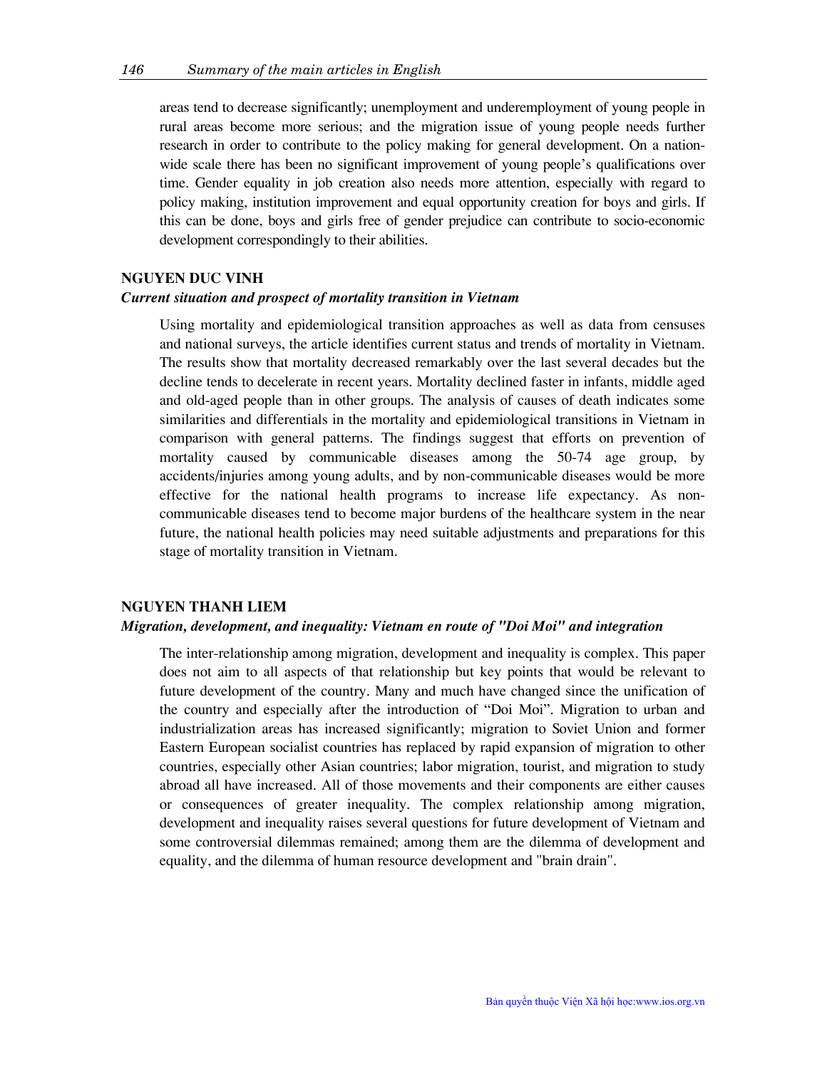areas tend to decrease significantly; unemployment and underemployment of young people in rural areas become more serious; and the migration issue of young people needs further research in order to contribute to the policy making for general development. On a nation-wide scale there has been no significant improvement of young people's qualifications over time. Gender equality in job creation also needs more attention, especially with regard to policy making, institution improvement and equal opportunity creation for boys and girls. If this can be done, boys and girls free of gender prejudice can contribute to socio-economic development correspondingly to their abilities.

**NGUYEN DUC VINH**

***Current situation and prospect of mortality transition in Vietnam***

Using mortality and epidemiological transition approaches as well as data from censuses and national surveys, the article identifies current status and trends of mortality in Vietnam. The results show that mortality decreased remarkably over the last several decades but the decline tends to decelerate in recent years. Mortality declined faster in infants, middle aged and old-aged people than in other groups. The analysis of causes of death indicates some similarities and differentials in the mortality and epidemiological transitions in Vietnam in comparison with general patterns. The findings suggest that efforts on prevention of mortality caused by communicable diseases among the 50-74 age group, by accidents/injuries among young adults, and by non-communicable diseases would be more effective for the national health programs to increase life expectancy. As non-communicable diseases tend to become major burdens of the healthcare system in the near future, the national health policies may need suitable adjustments and preparations for this stage of mortality transition in Vietnam.

**NGUYEN THANH LIEM**

***Migration, development, and inequality: Vietnam en route of "Doi Moi" and integration***

The inter-relationship among migration, development and inequality is complex. This paper does not aim to all aspects of that relationship but key points that would be relevant to future development of the country. Many and much have changed since the unification of the country and especially after the introduction of "Doi Moi". Migration to urban and industrialization areas has increased significantly; migration to Soviet Union and former Eastern European socialist countries has replaced by rapid expansion of migration to other countries, especially other Asian countries; labor migration, tourist, and migration to study abroad all have increased. All of those movements and their components are either causes or consequences of greater inequality. The complex relationship among migration, development and inequality raises several questions for future development of Vietnam and some controversial dilemmas remained; among them are the dilemma of development and equality, and the dilemma of human resource development and "brain drain".